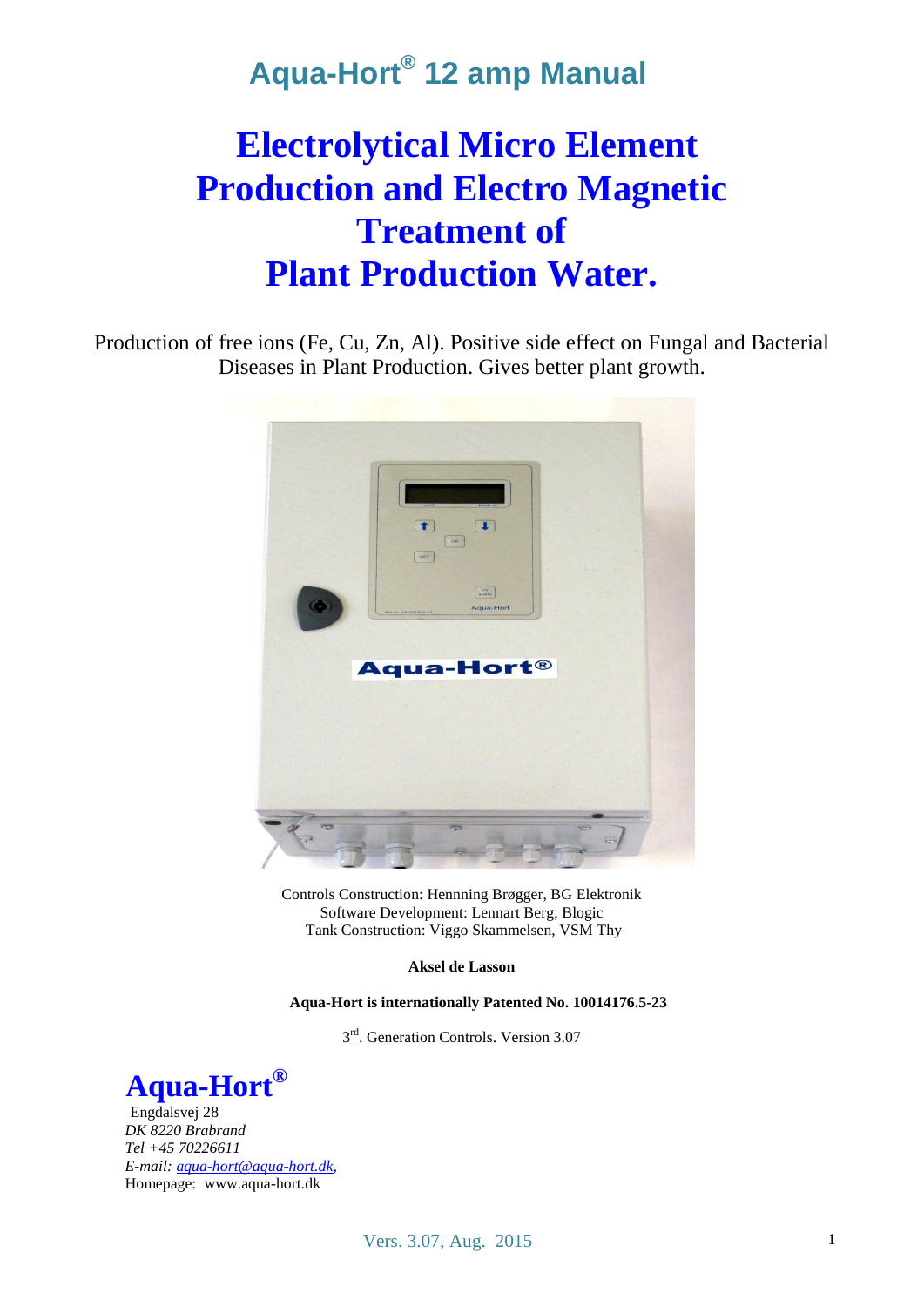# Aqua-Hort® 12 amp Manual

# Electrolytical Micro Element Production and Electro Magnetic Treatment of Plant Production Water.

Production of free ions (Fe, Cu, Zn, Al). Positive side effect on Fungal and Bacterial Diseases in Plant Production. Gives better plant growth.

Controls Construction: Hennning Brøgger, BG Elektronik
Software Development: Lennart Berg, Blogic
Tank Construction: Viggo Skammelsen, VSM Thy

**Aksel de Lasson**

**Aqua-Hort is internationally Patented No. 10014176.5-23**

3rd. Generation Controls. Version 3.07

## Aqua-Hort®

Engdalsvej 28
*DK 8220 Brabrand*
*Tel +45 70226611*
*E-mail: aqua-hort@aqua-hort.dk*,
Homepage: www.aqua-hort.dk

Vers. 3.07, Aug. 2015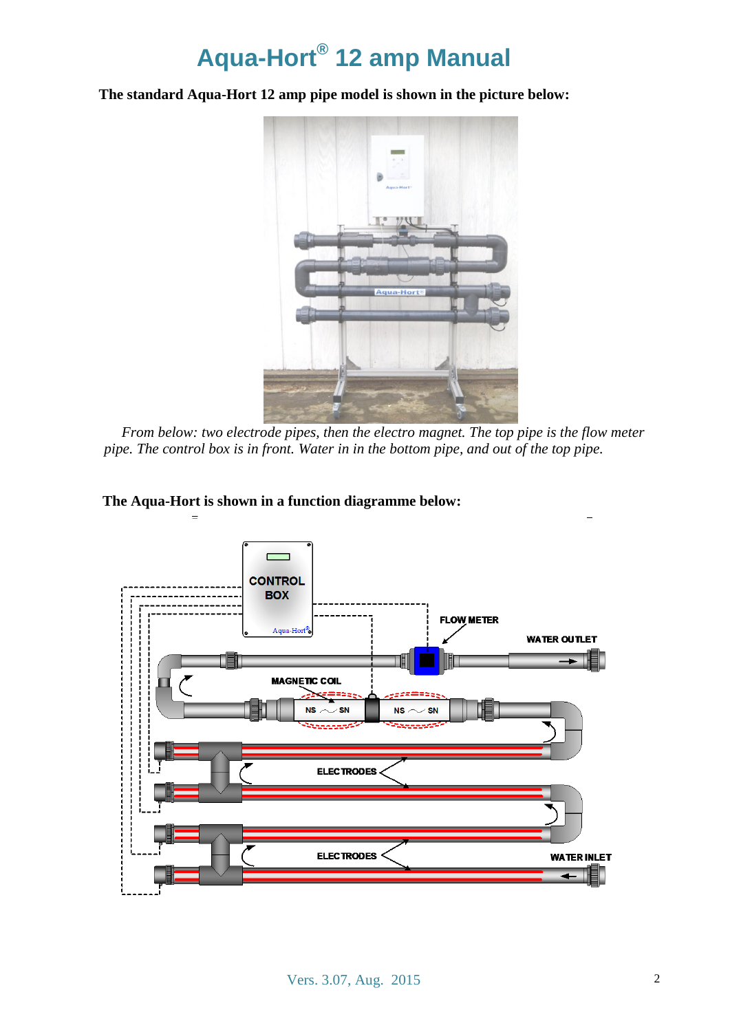# Aqua-Hort® 12 amp Manual

**The standard Aqua-Hort 12 amp pipe model is shown in the picture below:**

*From below: two electrode pipes, then the electro magnet. The top pipe is the flow meter pipe. The control box is in front. Water in in the bottom pipe, and out of the top pipe.*

**The Aqua-Hort is shown in a function diagramme below:**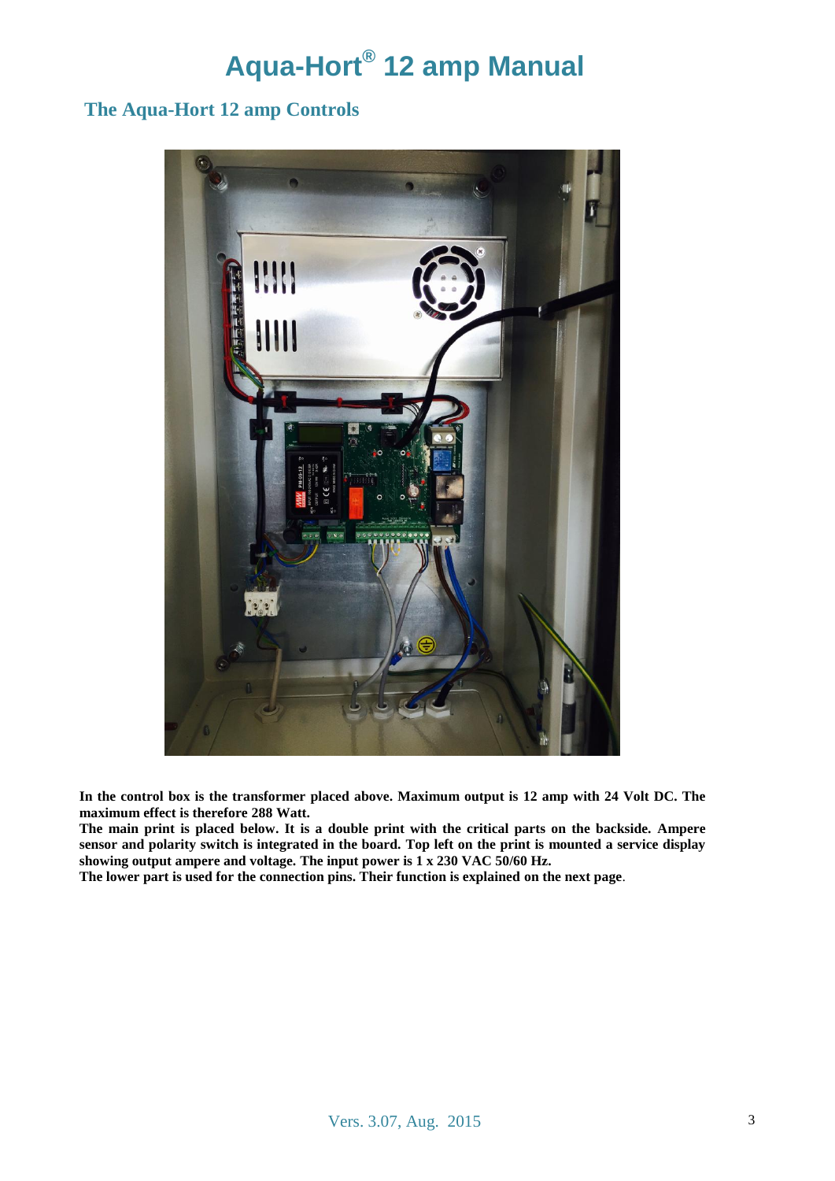# Aqua-Hort® 12 amp Manual

## The Aqua-Hort 12 amp Controls

**In the control box is the transformer placed above. Maximum output is 12 amp with 24 Volt DC. The maximum effect is therefore 288 Watt.**
**The main print is placed below. It is a double print with the critical parts on the backside. Ampere sensor and polarity switch is integrated in the board. Top left on the print is mounted a service display showing output ampere and voltage. The input power is 1 x 230 VAC 50/60 Hz.**
**The lower part is used for the connection pins. Their function is explained on the next page**.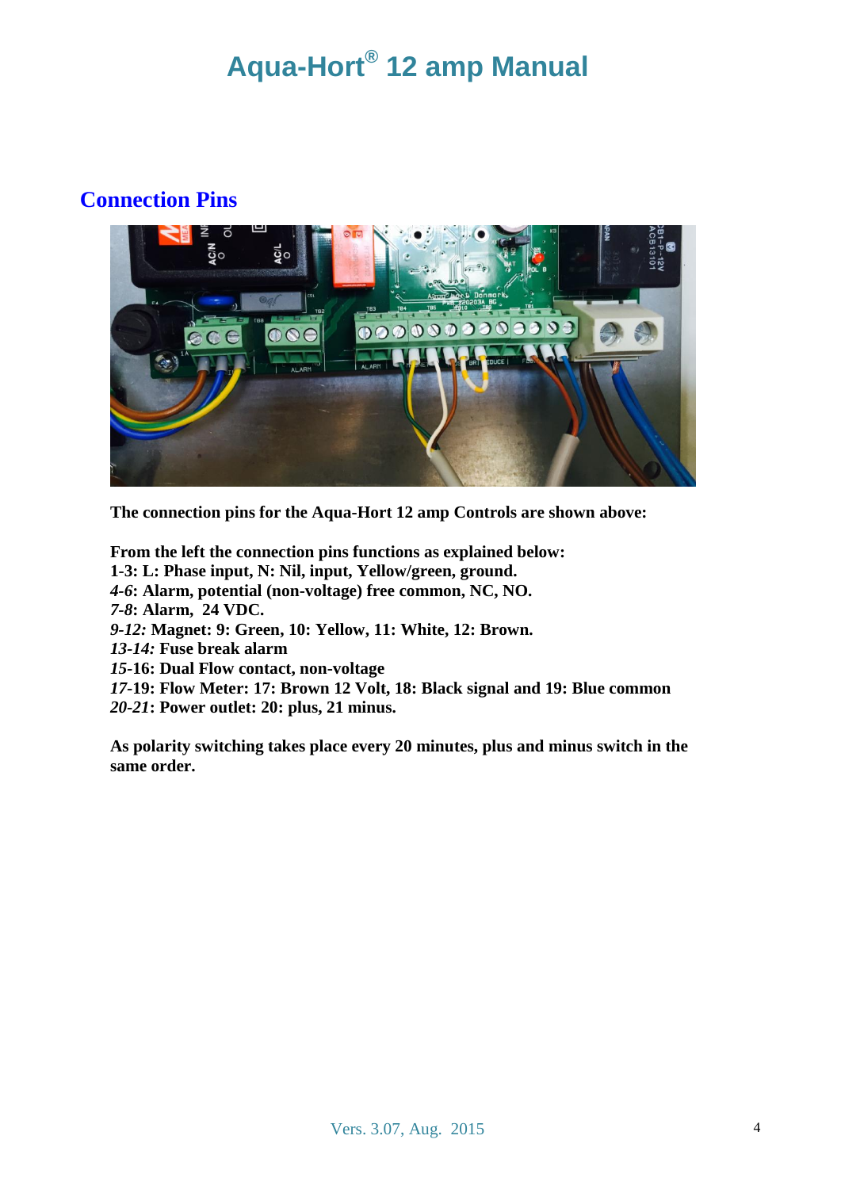# Aqua-Hort® 12 amp Manual

## Connection Pins

**The connection pins for the Aqua-Hort 12 amp Controls are shown above:**

**From the left the connection pins functions as explained below:**
**1-3: L: Phase input, N: Nil, input, Yellow/green, ground.**
***4-6*: Alarm, potential (non-voltage) free common, NC, NO.**
***7-8*: Alarm, 24 VDC.**
***9-12:* Magnet: 9: Green, 10: Yellow, 11: White, 12: Brown.**
***13-14:* Fuse break alarm**
***15*-16: Dual Flow contact, non-voltage**
***17*-19: Flow Meter: 17: Brown 12 Volt, 18: Black signal and 19: Blue common**
***20-21*: Power outlet: 20: plus, 21 minus.**

**As polarity switching takes place every 20 minutes, plus and minus switch in the same order.**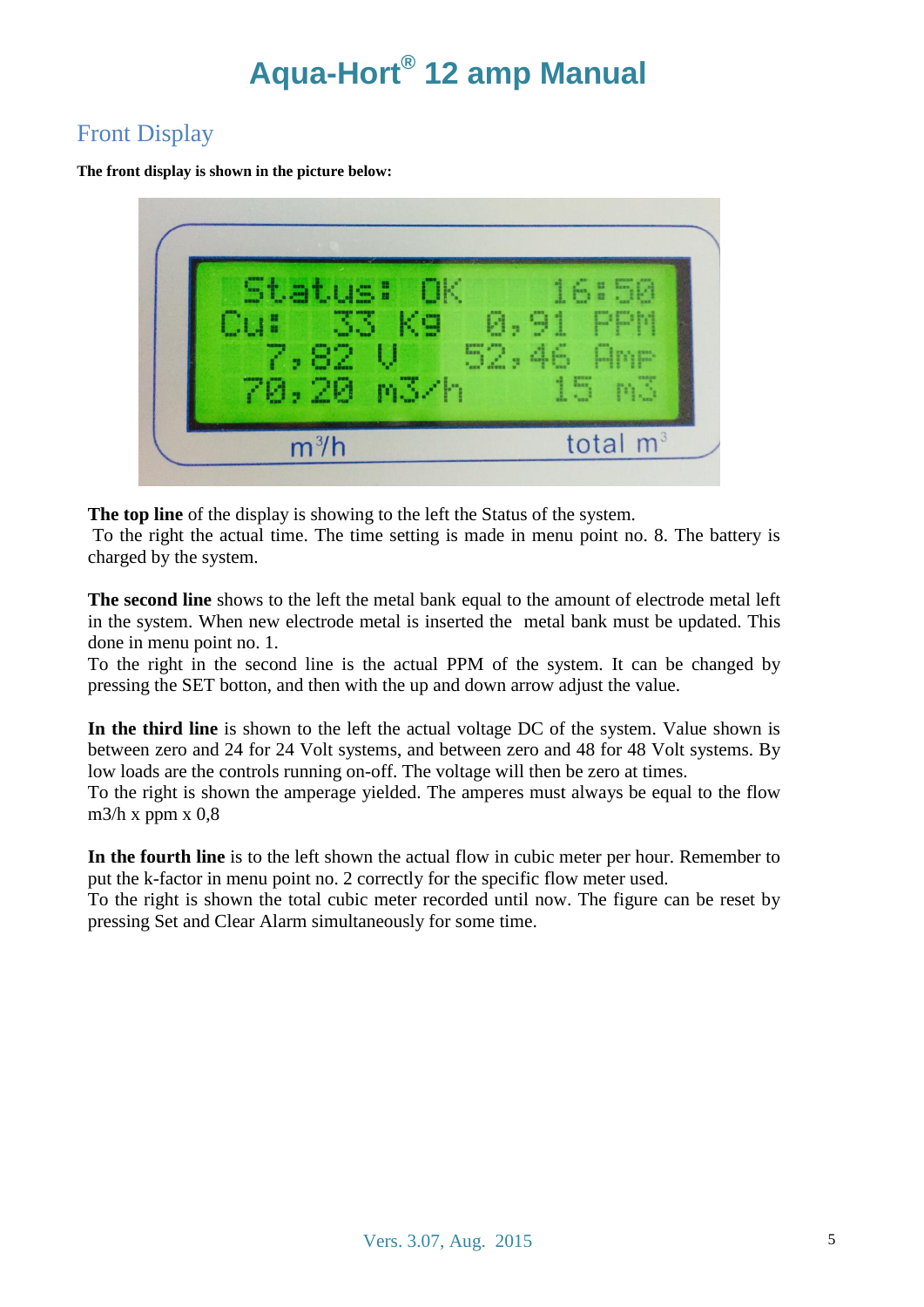# Aqua-Hort® 12 amp Manual

## Front Display

**The front display is shown in the picture below:**

**The top line** of the display is showing to the left the Status of the system.
To the right the actual time. The time setting is made in menu point no. 8. The battery is charged by the system.

**The second line** shows to the left the metal bank equal to the amount of electrode metal left in the system. When new electrode metal is inserted the metal bank must be updated. This done in menu point no. 1.
To the right in the second line is the actual PPM of the system. It can be changed by pressing the SET botton, and then with the up and down arrow adjust the value.

**In the third line** is shown to the left the actual voltage DC of the system. Value shown is between zero and 24 for 24 Volt systems, and between zero and 48 for 48 Volt systems. By low loads are the controls running on-off. The voltage will then be zero at times.
To the right is shown the amperage yielded. The amperes must always be equal to the flow m3/h x ppm x 0,8

**In the fourth line** is to the left shown the actual flow in cubic meter per hour. Remember to put the k-factor in menu point no. 2 correctly for the specific flow meter used.
To the right is shown the total cubic meter recorded until now. The figure can be reset by pressing Set and Clear Alarm simultaneously for some time.

Vers. 3.07, Aug. 2015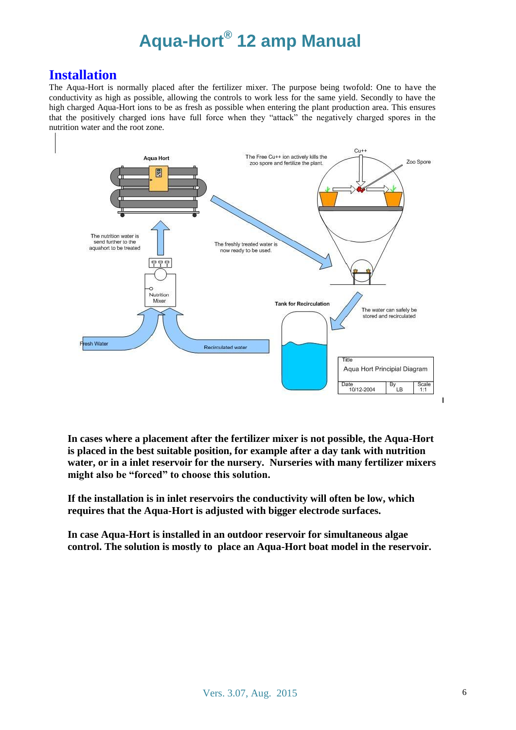## Installation

The Aqua-Hort is normally placed after the fertilizer mixer. The purpose being twofold: One to have the conductivity as high as possible, allowing the controls to work less for the same yield. Secondly to have the high charged Aqua-Hort ions to be as fresh as possible when entering the plant production area. This ensures that the positively charged ions have full force when they "attack" the negatively charged spores in the nutrition water and the root zone.

**In cases where a placement after the fertilizer mixer is not possible, the Aqua-Hort is placed in the best suitable position, for example after a day tank with nutrition water, or in a inlet reservoir for the nursery. Nurseries with many fertilizer mixers might also be "forced" to choose this solution.**

**If the installation is in inlet reservoirs the conductivity will often be low, which requires that the Aqua-Hort is adjusted with bigger electrode surfaces.**

**In case Aqua-Hort is installed in an outdoor reservoir for simultaneous algae control. The solution is mostly to place an Aqua-Hort boat model in the reservoir.**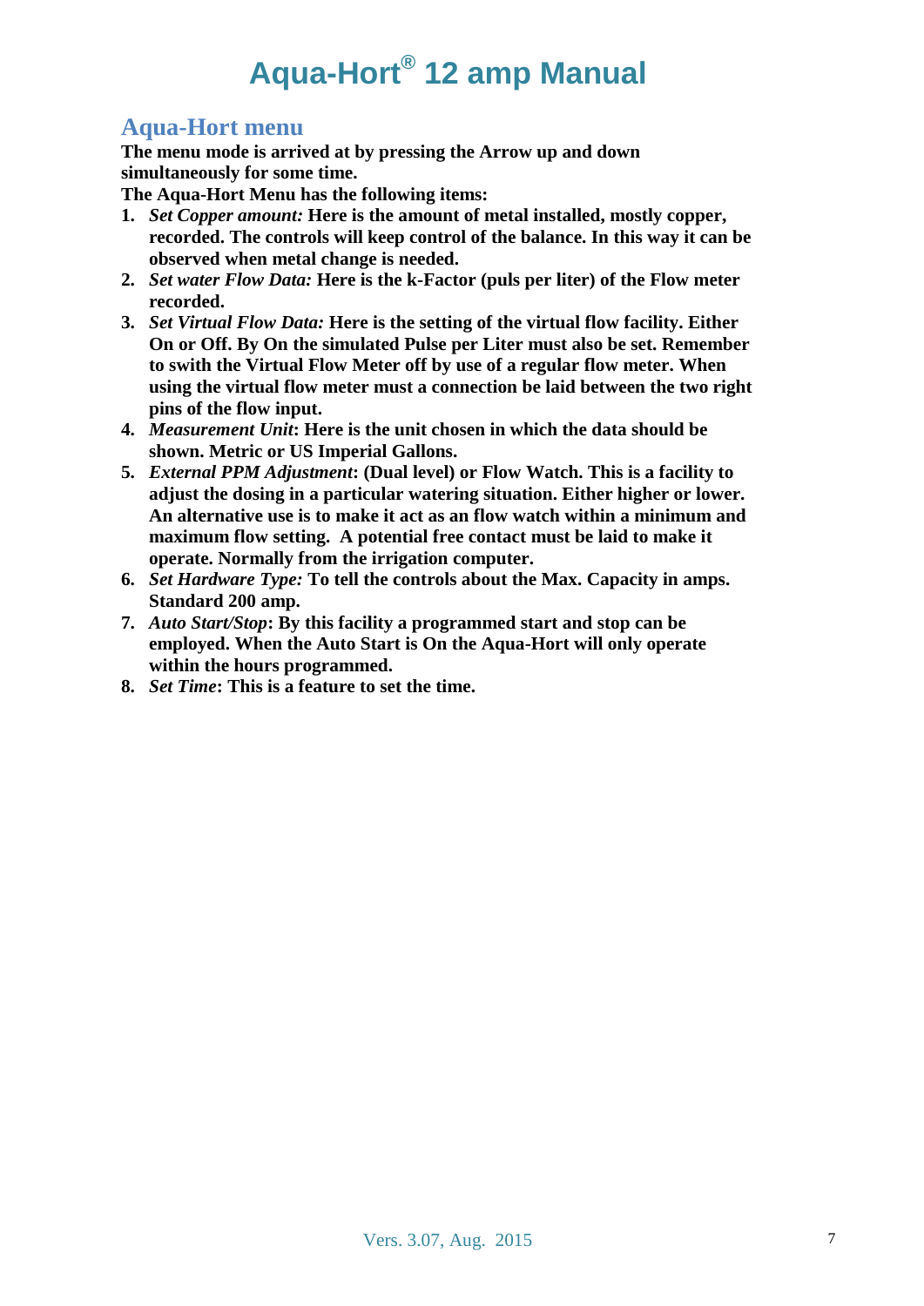# Aqua-Hort® 12 amp Manual

## Aqua-Hort menu

**The menu mode is arrived at by pressing the Arrow up and down simultaneously for some time.**

**The Aqua-Hort Menu has the following items:**

1. ***Set Copper amount:*** **Here is the amount of metal installed, mostly copper, recorded. The controls will keep control of the balance. In this way it can be observed when metal change is needed.**
2. ***Set water Flow Data:*** **Here is the k-Factor (puls per liter) of the Flow meter recorded.**
3. ***Set Virtual Flow Data:*** **Here is the setting of the virtual flow facility. Either On or Off. By On the simulated Pulse per Liter must also be set. Remember to swith the Virtual Flow Meter off by use of a regular flow meter. When using the virtual flow meter must a connection be laid between the two right pins of the flow input.**
4. ***Measurement Unit*****: Here is the unit chosen in which the data should be shown. Metric or US Imperial Gallons.**
5. ***External PPM Adjustment*****: (Dual level) or Flow Watch. This is a facility to adjust the dosing in a particular watering situation. Either higher or lower. An alternative use is to make it act as an flow watch within a minimum and maximum flow setting. A potential free contact must be laid to make it operate. Normally from the irrigation computer.**
6. ***Set Hardware Type:*** **To tell the controls about the Max. Capacity in amps. Standard 200 amp.**
7. ***Auto Start/Stop*****: By this facility a programmed start and stop can be employed. When the Auto Start is On the Aqua-Hort will only operate within the hours programmed.**
8. ***Set Time*****: This is a feature to set the time.**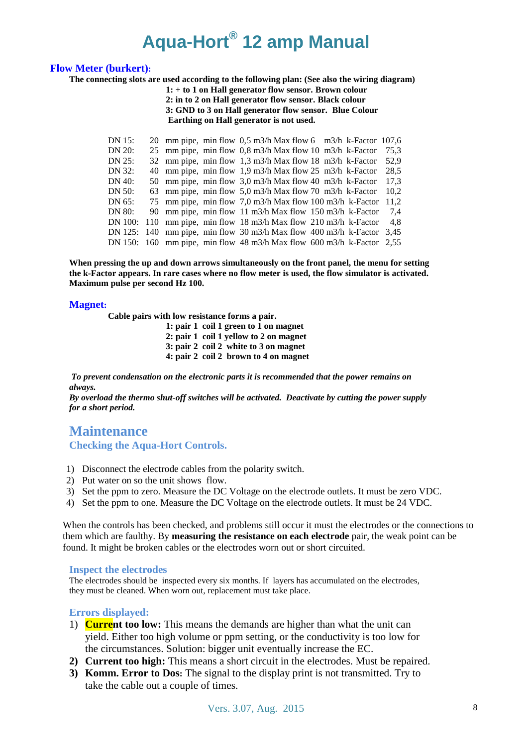# Aqua-Hort® 12 amp Manual

## Flow Meter (burkert):

**The connecting slots are used according to the following plan: (See also the wiring diagram)**

**1: + to 1 on Hall generator flow sensor. Brown colour**
**2: in to 2 on Hall generator flow sensor. Black colour**
**3: GND to 3 on Hall generator flow sensor. Blue Colour**
**Earthing on Hall generator is not used.**

| DN | Pipe | Min flow | Max flow | k-Factor |
|---|---|---|---|---|
| DN 15: | 20 mm pipe, | min flow 0,5 m3/h | Max flow 6 m3/h | k-Factor 107,6 |
| DN 20: | 25 mm pipe, | min flow 0,8 m3/h | Max flow 10 m3/h | k-Factor 75,3 |
| DN 25: | 32 mm pipe, | min flow 1,3 m3/h | Max flow 18 m3/h | k-Factor 52,9 |
| DN 32: | 40 mm pipe, | min flow 1,9 m3/h | Max flow 25 m3/h | k-Factor 28,5 |
| DN 40: | 50 mm pipe, | min flow 3,0 m3/h | Max flow 40 m3/h | k-Factor 17,3 |
| DN 50: | 63 mm pipe, | min flow 5,0 m3/h | Max flow 70 m3/h | k-Factor 10,2 |
| DN 65: | 75 mm pipe, | min flow 7,0 m3/h | Max flow 100 m3/h | k-Factor 11,2 |
| DN 80: | 90 mm pipe, | min flow 11 m3/h | Max flow 150 m3/h | k-Factor 7,4 |
| DN 100: | 110 mm pipe, | min flow 18 m3/h | Max flow 210 m3/h | k-Factor 4,8 |
| DN 125: | 140 mm pipe, | min flow 30 m3/h | Max flow 400 m3/h | k-Factor 3,45 |
| DN 150: | 160 mm pipe, | min flow 48 m3/h | Max flow 600 m3/h | k-Factor 2,55 |

**When pressing the up and down arrows simultaneously on the front panel, the menu for setting the k-Factor appears. In rare cases where no flow meter is used, the flow simulator is activated. Maximum pulse per second Hz 100.**

## Magnet:

**Cable pairs with low resistance forms a pair.**

**1: pair 1 coil 1 green to 1 on magnet**
**2: pair 1 coil 1 yellow to 2 on magnet**
**3: pair 2 coil 2 white to 3 on magnet**
**4: pair 2 coil 2 brown to 4 on magnet**

***To prevent condensation on the electronic parts it is recommended that the power remains on always.***
***By overload the thermo shut-off switches will be activated. Deactivate by cutting the power supply for a short period.***

# Maintenance

## Checking the Aqua-Hort Controls.

1) Disconnect the electrode cables from the polarity switch.
2) Put water on so the unit shows flow.
3) Set the ppm to zero. Measure the DC Voltage on the electrode outlets. It must be zero VDC.
4) Set the ppm to one. Measure the DC Voltage on the electrode outlets. It must be 24 VDC.

When the controls has been checked, and problems still occur it must the electrodes or the connections to them which are faulty. By **measuring the resistance on each electrode** pair, the weak point can be found. It might be broken cables or the electrodes worn out or short circuited.

### Inspect the electrodes

The electrodes should be inspected every six months. If layers has accumulated on the electrodes, they must be cleaned. When worn out, replacement must take place.

### Errors displayed:

1) **Current too low:** This means the demands are higher than what the unit can yield. Either too high volume or ppm setting, or the conductivity is too low for the circumstances. Solution: bigger unit eventually increase the EC.
2) **Current too high:** This means a short circuit in the electrodes. Must be repaired.
3) **Komm. Error to Dos**: The signal to the display print is not transmitted. Try to take the cable out a couple of times.

Vers. 3.07, Aug. 2015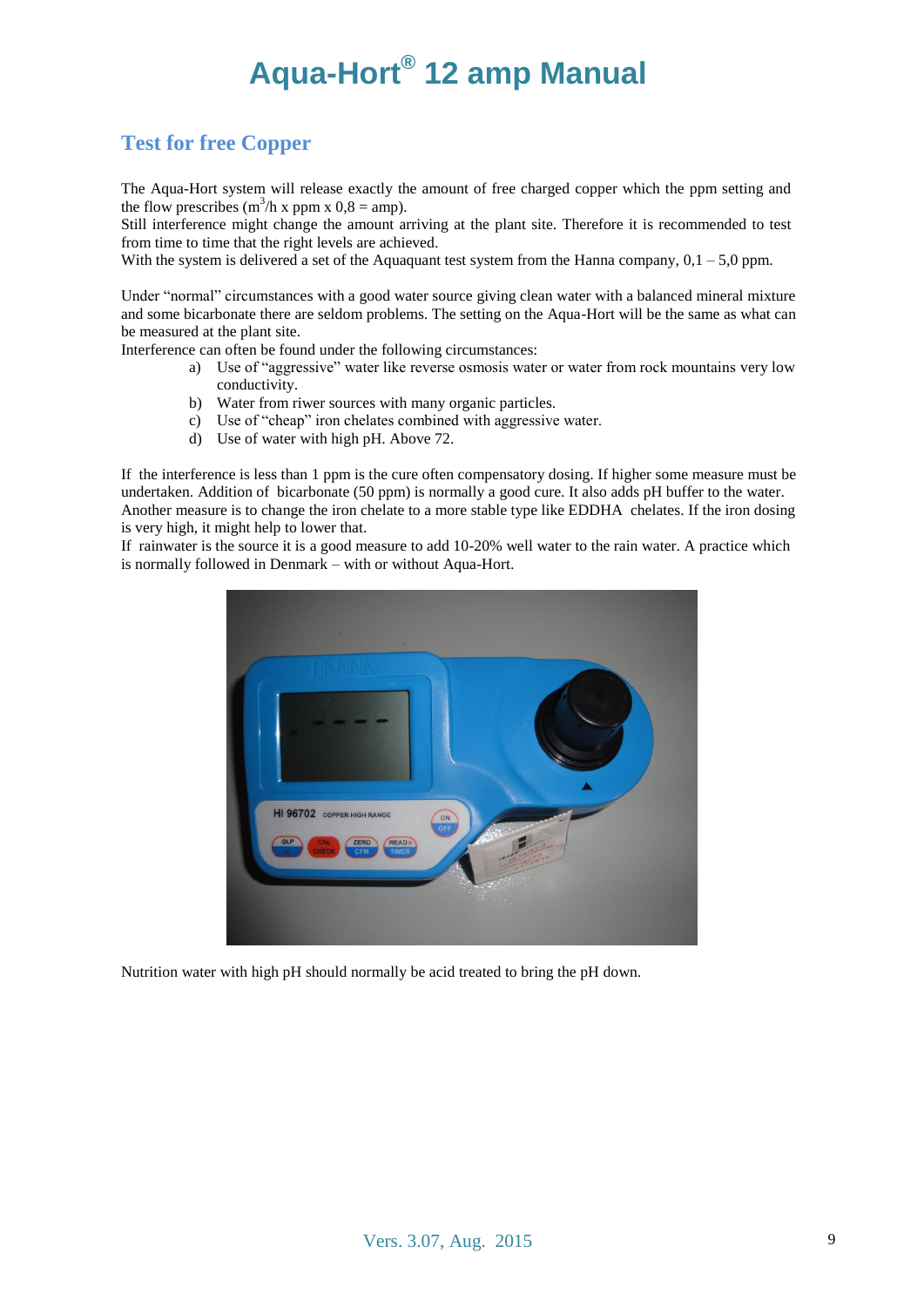## Test for free Copper

The Aqua-Hort system will release exactly the amount of free charged copper which the ppm setting and the flow prescribes ($m^3$/h x ppm x 0,8 = amp).
Still interference might change the amount arriving at the plant site. Therefore it is recommended to test from time to time that the right levels are achieved.
With the system is delivered a set of the Aquaquant test system from the Hanna company, 0,1 – 5,0 ppm.

Under "normal" circumstances with a good water source giving clean water with a balanced mineral mixture and some bicarbonate there are seldom problems. The setting on the Aqua-Hort will be the same as what can be measured at the plant site.
Interference can often be found under the following circumstances:

a) Use of "aggressive" water like reverse osmosis water or water from rock mountains very low conductivity.
b) Water from riwer sources with many organic particles.
c) Use of "cheap" iron chelates combined with aggressive water.
d) Use of water with high pH. Above 72.

If the interference is less than 1 ppm is the cure often compensatory dosing. If higher some measure must be undertaken. Addition of bicarbonate (50 ppm) is normally a good cure. It also adds pH buffer to the water. Another measure is to change the iron chelate to a more stable type like EDDHA chelates. If the iron dosing is very high, it might help to lower that.
If rainwater is the source it is a good measure to add 10-20% well water to the rain water. A practice which is normally followed in Denmark – with or without Aqua-Hort.

Nutrition water with high pH should normally be acid treated to bring the pH down.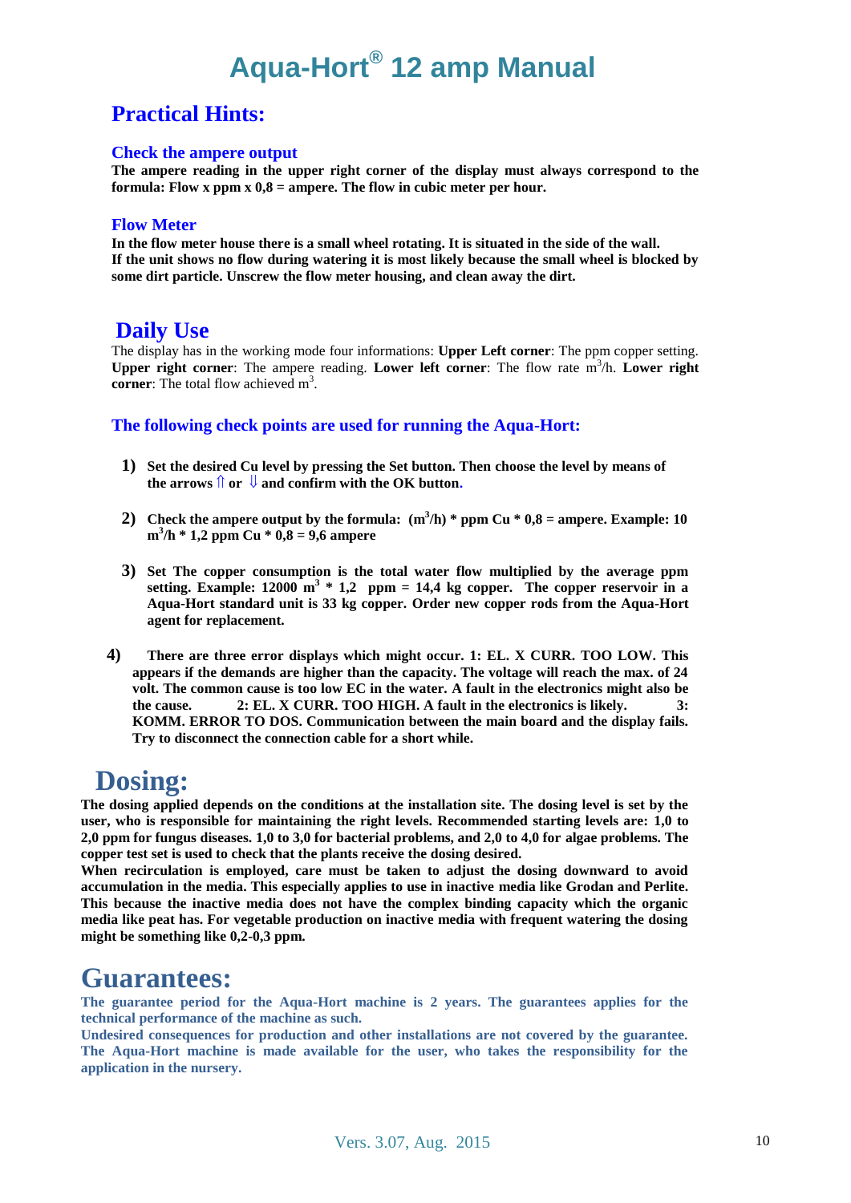# Aqua-Hort® 12 amp Manual

## Practical Hints:

### Check the ampere output

**The ampere reading in the upper right corner of the display must always correspond to the formula: Flow x ppm x 0,8 = ampere. The flow in cubic meter per hour.**

### Flow Meter

**In the flow meter house there is a small wheel rotating. It is situated in the side of the wall. If the unit shows no flow during watering it is most likely because the small wheel is blocked by some dirt particle. Unscrew the flow meter housing, and clean away the dirt.**

## Daily Use

The display has in the working mode four informations: **Upper Left corner**: The ppm copper setting. **Upper right corner**: The ampere reading. **Lower left corner**: The flow rate $m^3$/h. **Lower right corner**: The total flow achieved $m^3$.

### The following check points are used for running the Aqua-Hort:

1) **Set the desired Cu level by pressing the Set button. Then choose the level by means of the arrows ⇑ or ⇓ and confirm with the OK button.**

2) **Check the ampere output by the formula: ($m^3$/h) * ppm Cu * 0,8 = ampere. Example: 10 $m^3$/h * 1,2 ppm Cu * 0,8 = 9,6 ampere**

3) **Set The copper consumption is the total water flow multiplied by the average ppm setting. Example: 12000 $m^3$ * 1,2 ppm = 14,4 kg copper. The copper reservoir in a Aqua-Hort standard unit is 33 kg copper. Order new copper rods from the Aqua-Hort agent for replacement.**

4) **There are three error displays which might occur. 1: EL. X CURR. TOO LOW. This appears if the demands are higher than the capacity. The voltage will reach the max. of 24 volt. The common cause is too low EC in the water. A fault in the electronics might also be the cause. 2: EL. X CURR. TOO HIGH. A fault in the electronics is likely. 3: KOMM. ERROR TO DOS. Communication between the main board and the display fails. Try to disconnect the connection cable for a short while.**

## Dosing:

**The dosing applied depends on the conditions at the installation site. The dosing level is set by the user, who is responsible for maintaining the right levels. Recommended starting levels are: 1,0 to 2,0 ppm for fungus diseases. 1,0 to 3,0 for bacterial problems, and 2,0 to 4,0 for algae problems. The copper test set is used to check that the plants receive the dosing desired.**
**When recirculation is employed, care must be taken to adjust the dosing downward to avoid accumulation in the media. This especially applies to use in inactive media like Grodan and Perlite. This because the inactive media does not have the complex binding capacity which the organic media like peat has. For vegetable production on inactive media with frequent watering the dosing might be something like 0,2-0,3 ppm.**

## Guarantees:

**The guarantee period for the Aqua-Hort machine is 2 years. The guarantees applies for the technical performance of the machine as such.**
**Undesired consequences for production and other installations are not covered by the guarantee. The Aqua-Hort machine is made available for the user, who takes the responsibility for the application in the nursery.**

Vers. 3.07, Aug. 2015